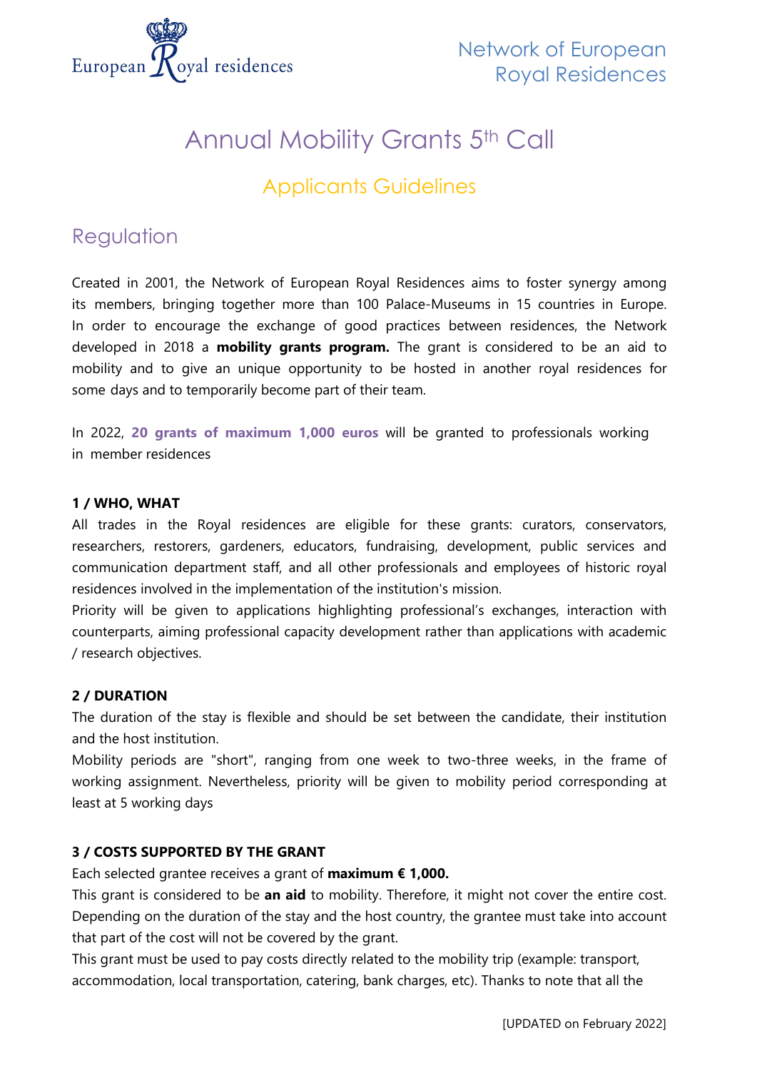# Annual Mobility Grants 5th Call

## Applicants Guidelines

## Regulation

Created in 2001, the Network of European Royal Residences aims to foster synergy among its members, bringing together more than 100 Palace-Museums in 15 countries in Europe. In order to encourage the exchange of good practices between residences, the Network developed in 2018 a **mobility grants program.** The grant is considered to be an aid to mobility and to give an unique opportunity to be hosted in another royal residences for some days and to temporarily become part of their team.

In 2022, **20 grants of maximum 1,000 euros** will be granted to professionals working in member residences

**1 / WHO, WHAT**

All trades in the Royal residences are eligible for these grants: curators, conservators, researchers, restorers, gardeners, educators, fundraising, development, public services and communication department staff, and all other professionals and employees of historic royal residences involved in the implementation of the institution's mission.

Priority will be given to applications highlighting professional's exchanges, interaction with counterparts, aiming professional capacity development rather than applications with academic / research objectives.

**2 / DURATION**

The duration of the stay is flexible and should be set between the candidate, their institution and the host institution.

Mobility periods are "short", ranging from one week to two-three weeks, in the frame of working assignment. Nevertheless, priority will be given to mobility period corresponding at least at 5 working days

**3 / COSTS SUPPORTED BY THE GRANT**

Each selected grantee receives a grant of **maximum € 1,000.**

This grant is considered to be **an aid** to mobility. Therefore, it might not cover the entire cost. Depending on the duration of the stay and the host country, the grantee must take into account that part of the cost will not be covered by the grant.

This grant must be used to pay costs directly related to the mobility trip (example: transport, accommodation, local transportation, catering, bank charges, etc). Thanks to note that all the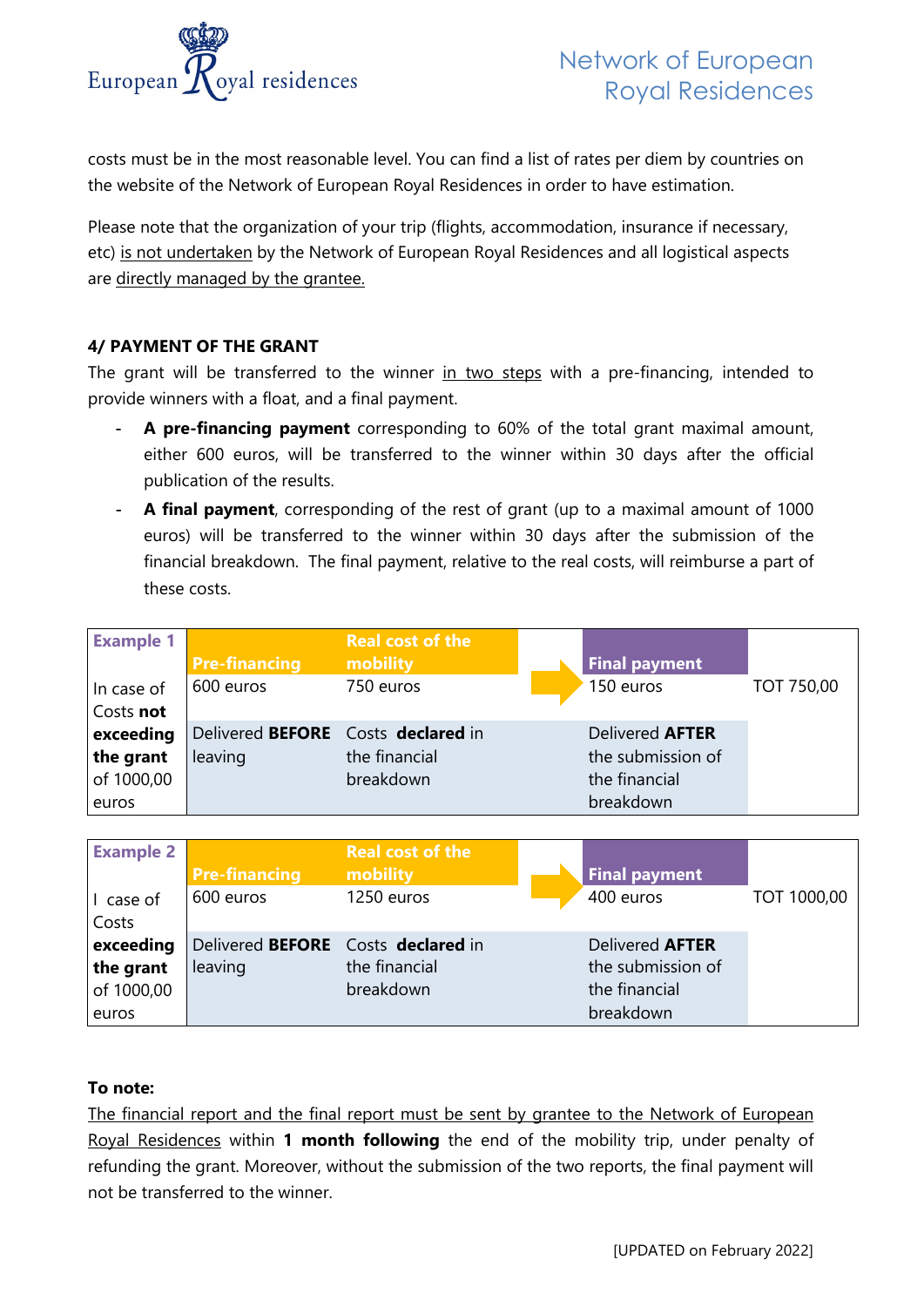costs must be in the most reasonable level. You can find a list of rates per diem by countries on the website of the Network of European Royal Residences in order to have estimation.

Please note that the organization of your trip (flights, accommodation, insurance if necessary, etc) is not undertaken by the Network of European Royal Residences and all logistical aspects are directly managed by the grantee.

**4/ PAYMENT OF THE GRANT**

The grant will be transferred to the winner in two steps with a pre-financing, intended to provide winners with a float, and a final payment.

- **A pre-financing payment** corresponding to 60% of the total grant maximal amount, either 600 euros, will be transferred to the winner within 30 days after the official publication of the results.
- **A final payment**, corresponding of the rest of grant (up to a maximal amount of 1000 euros) will be transferred to the winner within 30 days after the submission of the financial breakdown. The final payment, relative to the real costs, will reimburse a part of these costs.

| Example 1 | Pre-financing | Real cost of the mobility | | Final payment | |
|---|---|---|---|---|---|
| In case of Costs **not exceeding the grant** of 1000,00 euros | 600 euros | 750 euros | → | 150 euros | TOT 750,00 |
| | Delivered **BEFORE** leaving | Costs **declared** in the financial breakdown | | Delivered **AFTER** the submission of the financial breakdown | |

| Example 2 | Pre-financing | Real cost of the mobility | | Final payment | |
|---|---|---|---|---|---|
| I case of Costs **exceeding the grant** of 1000,00 euros | 600 euros | 1250 euros | → | 400 euros | TOT 1000,00 |
| | Delivered **BEFORE** leaving | Costs **declared** in the financial breakdown | | Delivered **AFTER** the submission of the financial breakdown | |

**To note:**

The financial report and the final report must be sent by grantee to the Network of European Royal Residences within **1 month following** the end of the mobility trip, under penalty of refunding the grant. Moreover, without the submission of the two reports, the final payment will not be transferred to the winner.

[UPDATED on February 2022]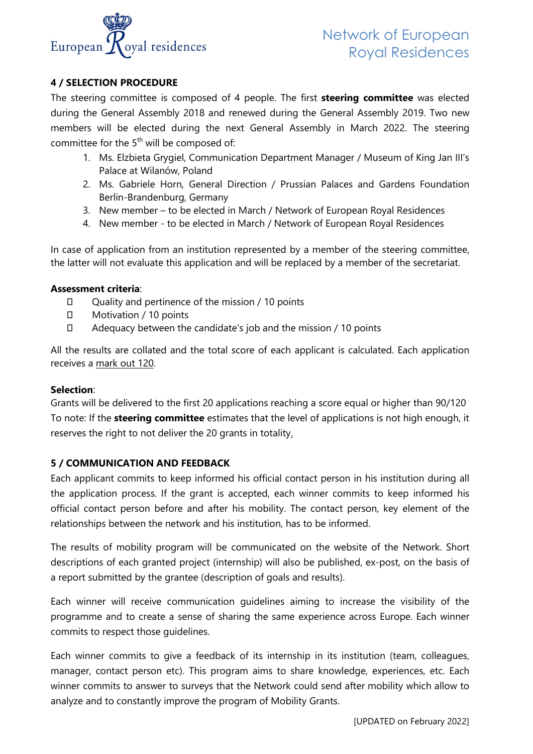## 4 / SELECTION PROCEDURE

The steering committee is composed of 4 people. The first **steering committee** was elected during the General Assembly 2018 and renewed during the General Assembly 2019. Two new members will be elected during the next General Assembly in March 2022. The steering committee for the 5th will be composed of:

1. Ms. Elzbieta Grygiel, Communication Department Manager / Museum of King Jan III's Palace at Wilanów, Poland
2. Ms. Gabriele Horn, General Direction / Prussian Palaces and Gardens Foundation Berlin-Brandenburg, Germany
3. New member – to be elected in March / Network of European Royal Residences
4. New member - to be elected in March / Network of European Royal Residences

In case of application from an institution represented by a member of the steering committee, the latter will not evaluate this application and will be replaced by a member of the secretariat.

**Assessment criteria**:

- Quality and pertinence of the mission / 10 points
- Motivation / 10 points
- Adequacy between the candidate's job and the mission / 10 points

All the results are collated and the total score of each applicant is calculated. Each application receives a mark out 120.

**Selection**:

Grants will be delivered to the first 20 applications reaching a score equal or higher than 90/120

To note: If the **steering committee** estimates that the level of applications is not high enough, it reserves the right to not deliver the 20 grants in totality.

## 5 / COMMUNICATION AND FEEDBACK

Each applicant commits to keep informed his official contact person in his institution during all the application process. If the grant is accepted, each winner commits to keep informed his official contact person before and after his mobility. The contact person, key element of the relationships between the network and his institution, has to be informed.

The results of mobility program will be communicated on the website of the Network. Short descriptions of each granted project (internship) will also be published, ex-post, on the basis of a report submitted by the grantee (description of goals and results).

Each winner will receive communication guidelines aiming to increase the visibility of the programme and to create a sense of sharing the same experience across Europe. Each winner commits to respect those guidelines.

Each winner commits to give a feedback of its internship in its institution (team, colleagues, manager, contact person etc). This program aims to share knowledge, experiences, etc. Each winner commits to answer to surveys that the Network could send after mobility which allow to analyze and to constantly improve the program of Mobility Grants.

[UPDATED on February 2022]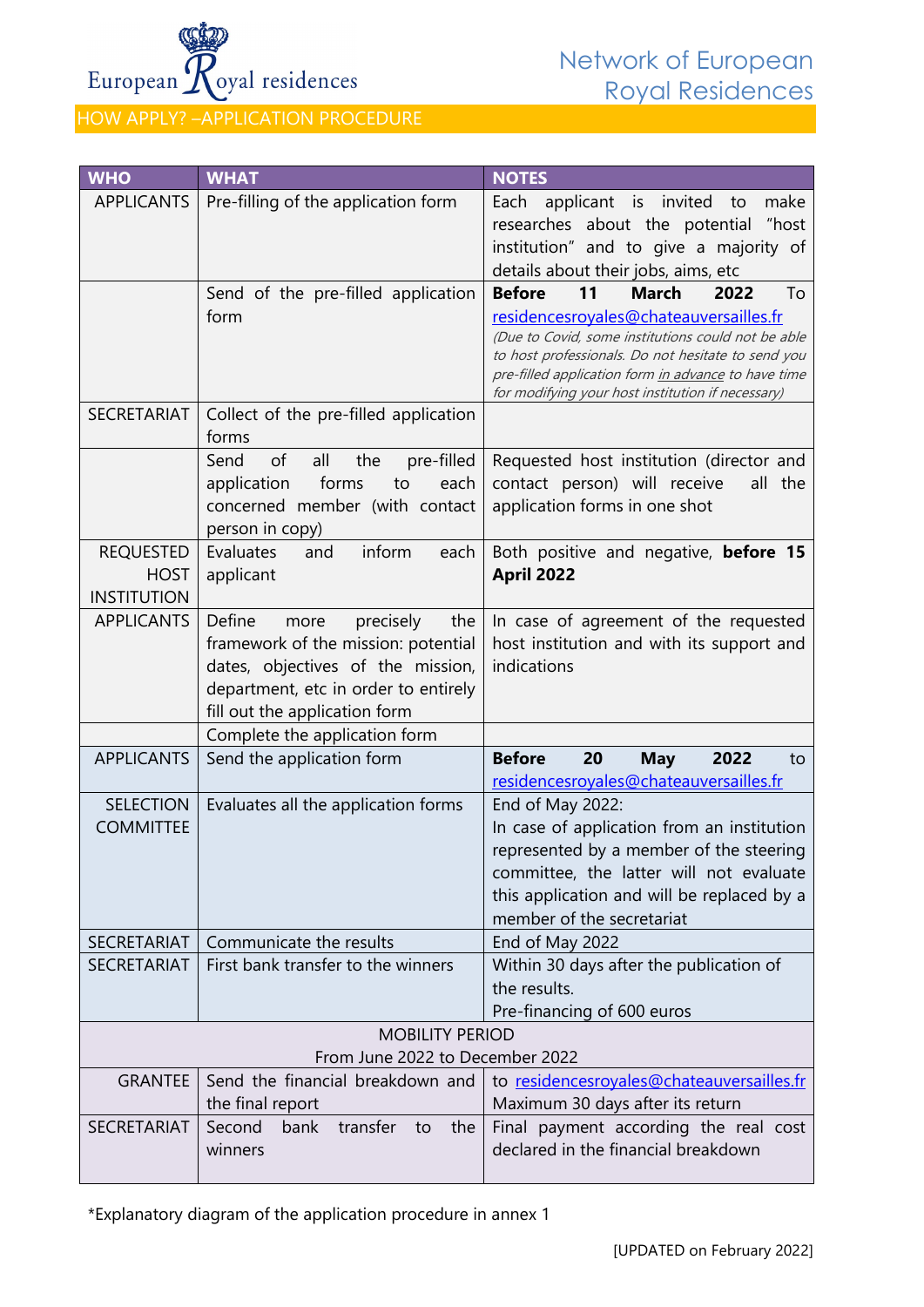## HOW APPLY? –APPLICATION PROCEDURE

| WHO | WHAT | NOTES |
| --- | --- | --- |
| APPLICANTS | Pre-filling of the application form | Each applicant is invited to make researches about the potential "host institution" and to give a majority of details about their jobs, aims, etc |
| | Send of the pre-filled application form | **Before 11 March 2022** To residencesroyales@chateauversailles.fr *(Due to Covid, some institutions could not be able to host professionals. Do not hesitate to send you pre-filled application form in advance to have time for modifying your host institution if necessary)* |
| SECRETARIAT | Collect of the pre-filled application forms | |
| | Send of all the pre-filled application forms to each concerned member (with contact person in copy) | Requested host institution (director and contact person) will receive all the application forms in one shot |
| REQUESTED HOST INSTITUTION | Evaluates and inform each applicant | Both positive and negative, **before 15 April 2022** |
| APPLICANTS | Define more precisely the framework of the mission: potential dates, objectives of the mission, department, etc in order to entirely fill out the application form | In case of agreement of the requested host institution and with its support and indications |
| | Complete the application form | |
| APPLICANTS | Send the application form | **Before 20 May 2022** to residencesroyales@chateauversailles.fr |
| SELECTION COMMITTEE | Evaluates all the application forms | End of May 2022: In case of application from an institution represented by a member of the steering committee, the latter will not evaluate this application and will be replaced by a member of the secretariat |
| SECRETARIAT | Communicate the results | End of May 2022 |
| SECRETARIAT | First bank transfer to the winners | Within 30 days after the publication of the results. Pre-financing of 600 euros |
| MOBILITY PERIOD From June 2022 to December 2022 | | |
| GRANTEE | Send the financial breakdown and the final report | to residencesroyales@chateauversailles.fr Maximum 30 days after its return |
| SECRETARIAT | Second bank transfer to the winners | Final payment according the real cost declared in the financial breakdown |

*Explanatory diagram of the application procedure in annex 1

[UPDATED on February 2022]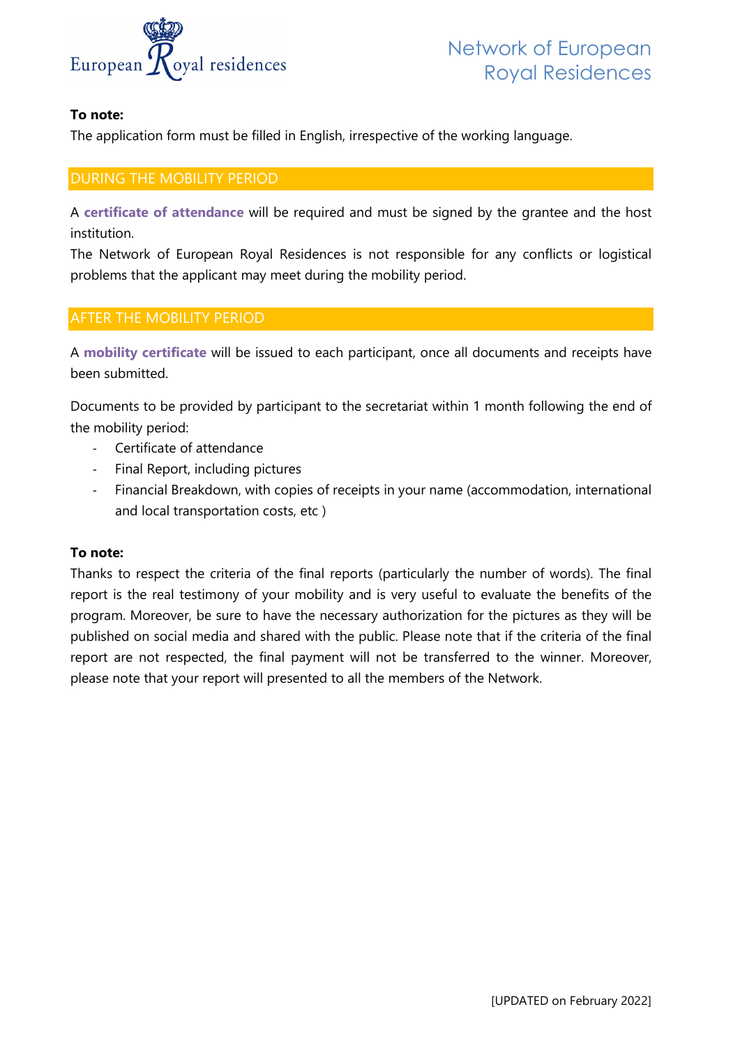**To note:**
The application form must be filled in English, irrespective of the working language.

## DURING THE MOBILITY PERIOD

A **certificate of attendance** will be required and must be signed by the grantee and the host institution.
The Network of European Royal Residences is not responsible for any conflicts or logistical problems that the applicant may meet during the mobility period.

## AFTER THE MOBILITY PERIOD

A **mobility certificate** will be issued to each participant, once all documents and receipts have been submitted.

Documents to be provided by participant to the secretariat within 1 month following the end of the mobility period:

- Certificate of attendance
- Final Report, including pictures
- Financial Breakdown, with copies of receipts in your name (accommodation, international and local transportation costs, etc )

**To note:**
Thanks to respect the criteria of the final reports (particularly the number of words). The final report is the real testimony of your mobility and is very useful to evaluate the benefits of the program. Moreover, be sure to have the necessary authorization for the pictures as they will be published on social media and shared with the public. Please note that if the criteria of the final report are not respected, the final payment will not be transferred to the winner. Moreover, please note that your report will presented to all the members of the Network.

[UPDATED on February 2022]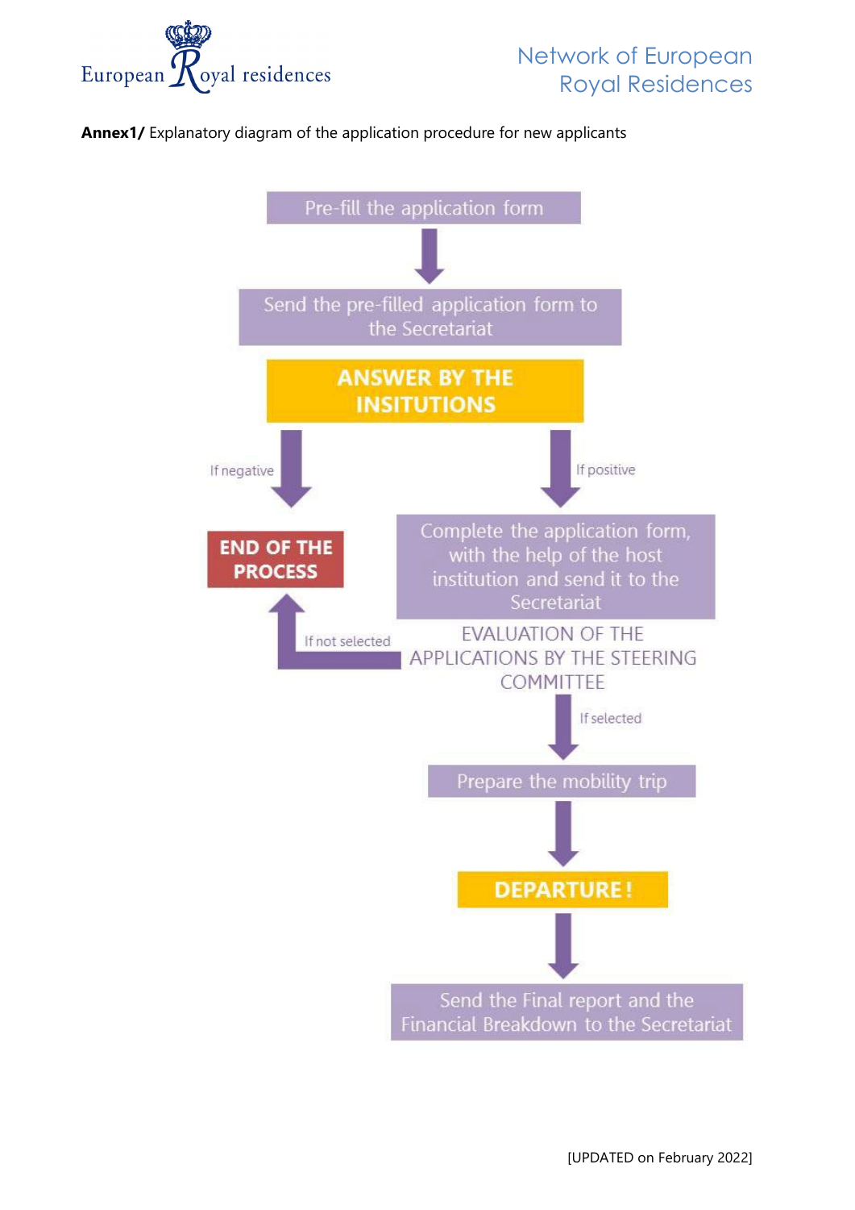**Annex1/** Explanatory diagram of the application procedure for new applicants

Pre-fill the application form

↓

Send the pre-filled application form to the Secretariat

**ANSWER BY THE INSITUTIONS**

- If negative → **END OF THE PROCESS**
- If positive → Complete the application form, with the help of the host institution and send it to the Secretariat

EVALUATION OF THE APPLICATIONS BY THE STEERING COMMITTEE

- If not selected → **END OF THE PROCESS**
- If selected → Prepare the mobility trip

↓

**DEPARTURE !**

↓

Send the Final report and the Financial Breakdown to the Secretariat

[UPDATED on February 2022]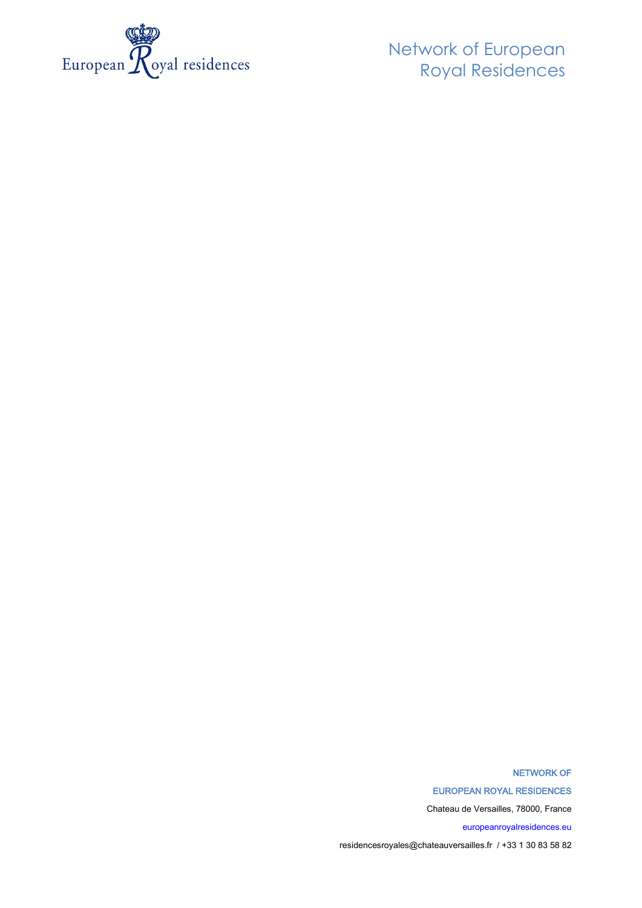European Royal residences

Network of European Royal Residences

**NETWORK OF**

**EUROPEAN ROYAL RESIDENCES**

Chateau de Versailles, 78000, France

europeanroyalresidences.eu

residencesroyales@chateauversailles.fr / +33 1 30 83 58 82